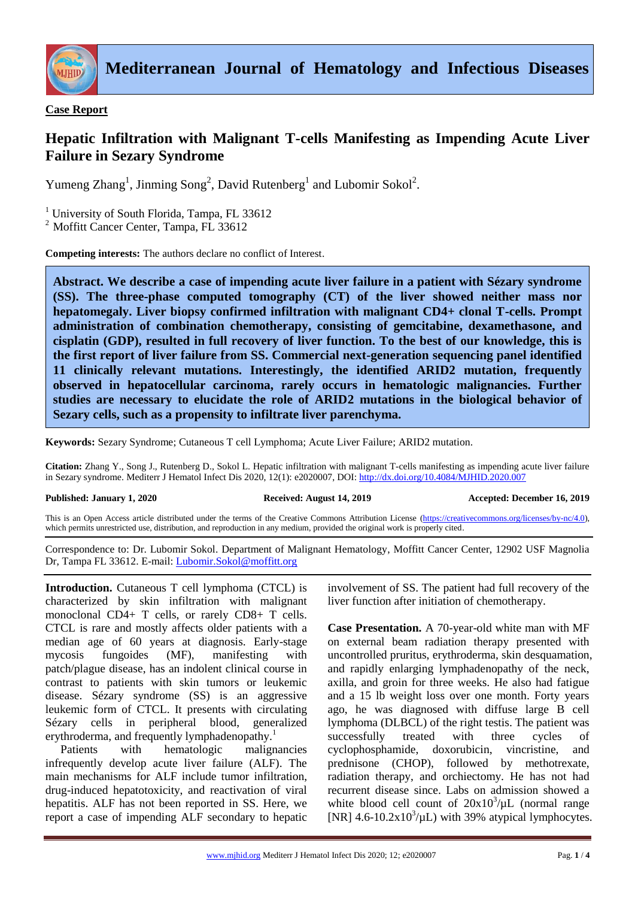**Case Report**

# Hepatic Infiltration with Malignant T-cells Manifesting as Impending Acute Liver Failure in Sezary Syndrome

Yumeng Zhang[1], Jinming Song[2], David Rutenberg[1] and Lubomir Sokol[2].

[1] University of South Florida, Tampa, FL 33612
[2] Moffitt Cancer Center, Tampa, FL 33612

**Competing interests:** The authors declare no conflict of Interest.

**Abstract. We describe a case of impending acute liver failure in a patient with Sézary syndrome (SS). The three-phase computed tomography (CT) of the liver showed neither mass nor hepatomegaly. Liver biopsy confirmed infiltration with malignant CD4+ clonal T-cells. Prompt administration of combination chemotherapy, consisting of gemcitabine, dexamethasone, and cisplatin (GDP), resulted in full recovery of liver function. To the best of our knowledge, this is the first report of liver failure from SS. Commercial next-generation sequencing panel identified 11 clinically relevant mutations. Interestingly, the identified ARID2 mutation, frequently observed in hepatocellular carcinoma, rarely occurs in hematologic malignancies. Further studies are necessary to elucidate the role of ARID2 mutations in the biological behavior of Sezary cells, such as a propensity to infiltrate liver parenchyma.**

**Keywords:** Sezary Syndrome; Cutaneous T cell Lymphoma; Acute Liver Failure; ARID2 mutation.

**Citation:** Zhang Y., Song J., Rutenberg D., Sokol L. Hepatic infiltration with malignant T-cells manifesting as impending acute liver failure in Sezary syndrome. Mediterr J Hematol Infect Dis 2020, 12(1): e2020007, DOI: http://dx.doi.org/10.4084/MJHID.2020.007

**Published: January 1, 2020** **Received: August 14, 2019** **Accepted: December 16, 2019**

This is an Open Access article distributed under the terms of the Creative Commons Attribution License (https://creativecommons.org/licenses/by-nc/4.0), which permits unrestricted use, distribution, and reproduction in any medium, provided the original work is properly cited.

Correspondence to: Dr. Lubomir Sokol. Department of Malignant Hematology, Moffitt Cancer Center, 12902 USF Magnolia Dr, Tampa FL 33612. E-mail: Lubomir.Sokol@moffitt.org

**Introduction.** Cutaneous T cell lymphoma (CTCL) is characterized by skin infiltration with malignant monoclonal CD4+ T cells, or rarely CD8+ T cells. CTCL is rare and mostly affects older patients with a median age of 60 years at diagnosis. Early-stage mycosis fungoides (MF), manifesting with patch/plague disease, has an indolent clinical course in contrast to patients with skin tumors or leukemic disease. Sézary syndrome (SS) is an aggressive leukemic form of CTCL. It presents with circulating Sézary cells in peripheral blood, generalized erythroderma, and frequently lymphadenopathy.[1]

Patients with hematologic malignancies infrequently develop acute liver failure (ALF). The main mechanisms for ALF include tumor infiltration, drug-induced hepatotoxicity, and reactivation of viral hepatitis. ALF has not been reported in SS. Here, we report a case of impending ALF secondary to hepatic involvement of SS. The patient had full recovery of the liver function after initiation of chemotherapy.

**Case Presentation.** A 70-year-old white man with MF on external beam radiation therapy presented with uncontrolled pruritus, erythroderma, skin desquamation, and rapidly enlarging lymphadenopathy of the neck, axilla, and groin for three weeks. He also had fatigue and a 15 lb weight loss over one month. Forty years ago, he was diagnosed with diffuse large B cell lymphoma (DLBCL) of the right testis. The patient was successfully treated with three cycles of cyclophosphamide, doxorubicin, vincristine, and prednisone (CHOP), followed by methotrexate, radiation therapy, and orchiectomy. He has not had recurrent disease since. Labs on admission showed a white blood cell count of $20 \times 10^3/\mu L$ (normal range [NR] $4.6\text{-}10.2 \times 10^3/\mu L$) with 39% atypical lymphocytes.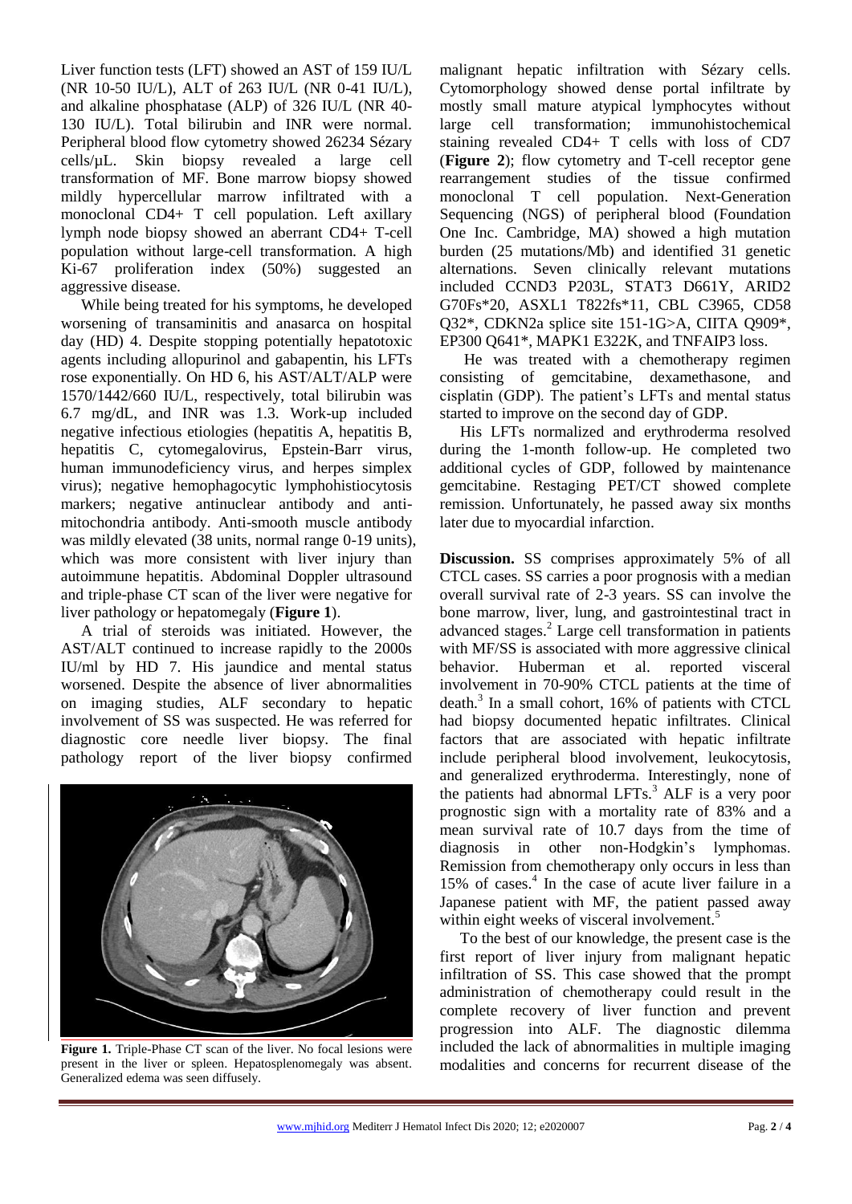Liver function tests (LFT) showed an AST of 159 IU/L (NR 10-50 IU/L), ALT of 263 IU/L (NR 0-41 IU/L), and alkaline phosphatase (ALP) of 326 IU/L (NR 40-130 IU/L). Total bilirubin and INR were normal. Peripheral blood flow cytometry showed 26234 Sézary cells/µL. Skin biopsy revealed a large cell transformation of MF. Bone marrow biopsy showed mildly hypercellular marrow infiltrated with a monoclonal CD4+ T cell population. Left axillary lymph node biopsy showed an aberrant CD4+ T-cell population without large-cell transformation. A high Ki-67 proliferation index (50%) suggested an aggressive disease.

While being treated for his symptoms, he developed worsening of transaminitis and anasarca on hospital day (HD) 4. Despite stopping potentially hepatotoxic agents including allopurinol and gabapentin, his LFTs rose exponentially. On HD 6, his AST/ALT/ALP were 1570/1442/660 IU/L, respectively, total bilirubin was 6.7 mg/dL, and INR was 1.3. Work-up included negative infectious etiologies (hepatitis A, hepatitis B, hepatitis C, cytomegalovirus, Epstein-Barr virus, human immunodeficiency virus, and herpes simplex virus); negative hemophagocytic lymphohistiocytosis markers; negative antinuclear antibody and anti-mitochondria antibody. Anti-smooth muscle antibody was mildly elevated (38 units, normal range 0-19 units), which was more consistent with liver injury than autoimmune hepatitis. Abdominal Doppler ultrasound and triple-phase CT scan of the liver were negative for liver pathology or hepatomegaly (**Figure 1**).

A trial of steroids was initiated. However, the AST/ALT continued to increase rapidly to the 2000s IU/ml by HD 7. His jaundice and mental status worsened. Despite the absence of liver abnormalities on imaging studies, ALF secondary to hepatic involvement of SS was suspected. He was referred for diagnostic core needle liver biopsy. The final pathology report of the liver biopsy confirmed malignant hepatic infiltration with Sézary cells. Cytomorphology showed dense portal infiltrate by mostly small mature atypical lymphocytes without large cell transformation; immunohistochemical staining revealed CD4+ T cells with loss of CD7 (**Figure 2**); flow cytometry and T-cell receptor gene rearrangement studies of the tissue confirmed monoclonal T cell population. Next-Generation Sequencing (NGS) of peripheral blood (Foundation One Inc. Cambridge, MA) showed a high mutation burden (25 mutations/Mb) and identified 31 genetic alternations. Seven clinically relevant mutations included CCND3 P203L, STAT3 D661Y, ARID2 G70Fs*20, ASXL1 T822fs*11, CBL C3965, CD58 Q32*, CDKN2a splice site 151-1G>A, CIITA Q909*, EP300 Q641*, MAPK1 E322K, and TNFAIP3 loss.

**Figure 1.** Triple-Phase CT scan of the liver. No focal lesions were present in the liver or spleen. Hepatosplenomegaly was absent. Generalized edema was seen diffusely.

He was treated with a chemotherapy regimen consisting of gemcitabine, dexamethasone, and cisplatin (GDP). The patient's LFTs and mental status started to improve on the second day of GDP.

His LFTs normalized and erythroderma resolved during the 1-month follow-up. He completed two additional cycles of GDP, followed by maintenance gemcitabine. Restaging PET/CT showed complete remission. Unfortunately, he passed away six months later due to myocardial infarction.

**Discussion.** SS comprises approximately 5% of all CTCL cases. SS carries a poor prognosis with a median overall survival rate of 2-3 years. SS can involve the bone marrow, liver, lung, and gastrointestinal tract in advanced stages.[2] Large cell transformation in patients with MF/SS is associated with more aggressive clinical behavior. Huberman et al. reported visceral involvement in 70-90% CTCL patients at the time of death.[3] In a small cohort, 16% of patients with CTCL had biopsy documented hepatic infiltrates. Clinical factors that are associated with hepatic infiltrate include peripheral blood involvement, leukocytosis, and generalized erythroderma. Interestingly, none of the patients had abnormal LFTs.[3] ALF is a very poor prognostic sign with a mortality rate of 83% and a mean survival rate of 10.7 days from the time of diagnosis in other non-Hodgkin's lymphomas. Remission from chemotherapy only occurs in less than 15% of cases.[4] In the case of acute liver failure in a Japanese patient with MF, the patient passed away within eight weeks of visceral involvement.[5]

To the best of our knowledge, the present case is the first report of liver injury from malignant hepatic infiltration of SS. This case showed that the prompt administration of chemotherapy could result in the complete recovery of liver function and prevent progression into ALF. The diagnostic dilemma included the lack of abnormalities in multiple imaging modalities and concerns for recurrent disease of the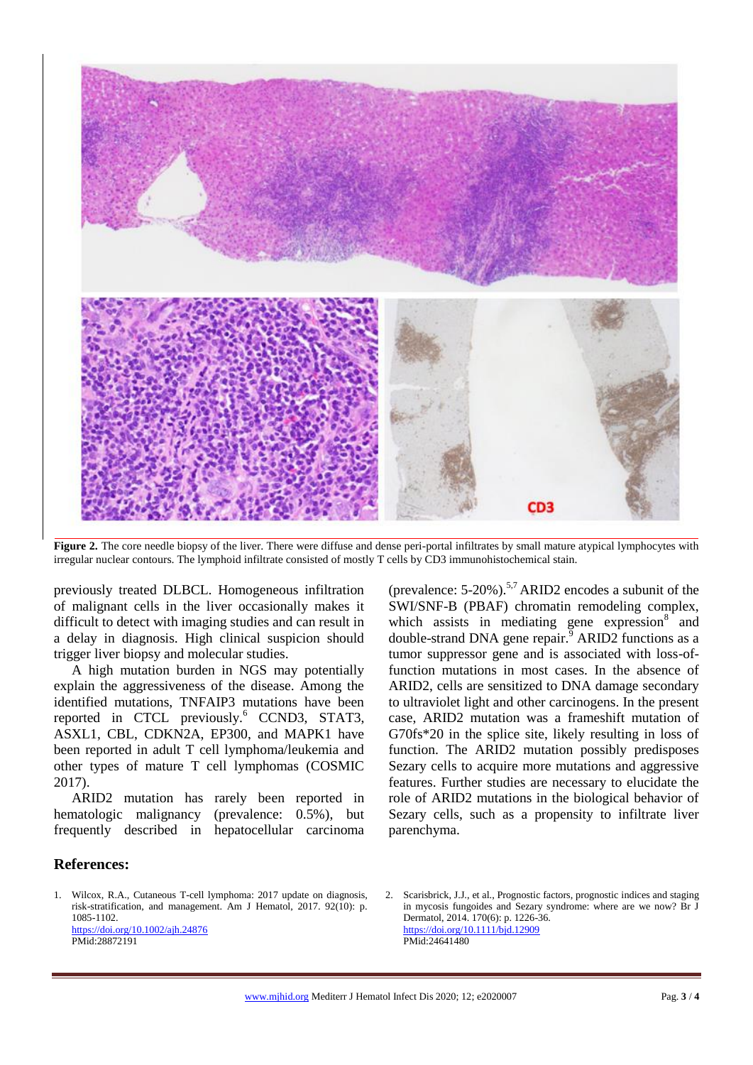**Figure 2.** The core needle biopsy of the liver. There were diffuse and dense peri-portal infiltrates by small mature atypical lymphocytes with irregular nuclear contours. The lymphoid infiltrate consisted of mostly T cells by CD3 immunohistochemical stain.

previously treated DLBCL. Homogeneous infiltration of malignant cells in the liver occasionally makes it difficult to detect with imaging studies and can result in a delay in diagnosis. High clinical suspicion should trigger liver biopsy and molecular studies.

A high mutation burden in NGS may potentially explain the aggressiveness of the disease. Among the identified mutations, TNFAIP3 mutations have been reported in CTCL previously.[6] CCND3, STAT3, ASXL1, CBL, CDKN2A, EP300, and MAPK1 have been reported in adult T cell lymphoma/leukemia and other types of mature T cell lymphomas (COSMIC 2017).

ARID2 mutation has rarely been reported in hematologic malignancy (prevalence: 0.5%), but frequently described in hepatocellular carcinoma (prevalence: 5-20%).[5,7] ARID2 encodes a subunit of the SWI/SNF-B (PBAF) chromatin remodeling complex, which assists in mediating gene expression[8] and double-strand DNA gene repair.[9] ARID2 functions as a tumor suppressor gene and is associated with loss-of-function mutations in most cases. In the absence of ARID2, cells are sensitized to DNA damage secondary to ultraviolet light and other carcinogens. In the present case, ARID2 mutation was a frameshift mutation of G70fs*20 in the splice site, likely resulting in loss of function. The ARID2 mutation possibly predisposes Sezary cells to acquire more mutations and aggressive features. Further studies are necessary to elucidate the role of ARID2 mutations in the biological behavior of Sezary cells, such as a propensity to infiltrate liver parenchyma.

## References:

1. Wilcox, R.A., Cutaneous T-cell lymphoma: 2017 update on diagnosis, risk-stratification, and management. Am J Hematol, 2017. 92(10): p. 1085-1102.
https://doi.org/10.1002/ajh.24876
PMid:28872191

2. Scarisbrick, J.J., et al., Prognostic factors, prognostic indices and staging in mycosis fungoides and Sezary syndrome: where are we now? Br J Dermatol, 2014. 170(6): p. 1226-36.
https://doi.org/10.1111/bjd.12909
PMid:24641480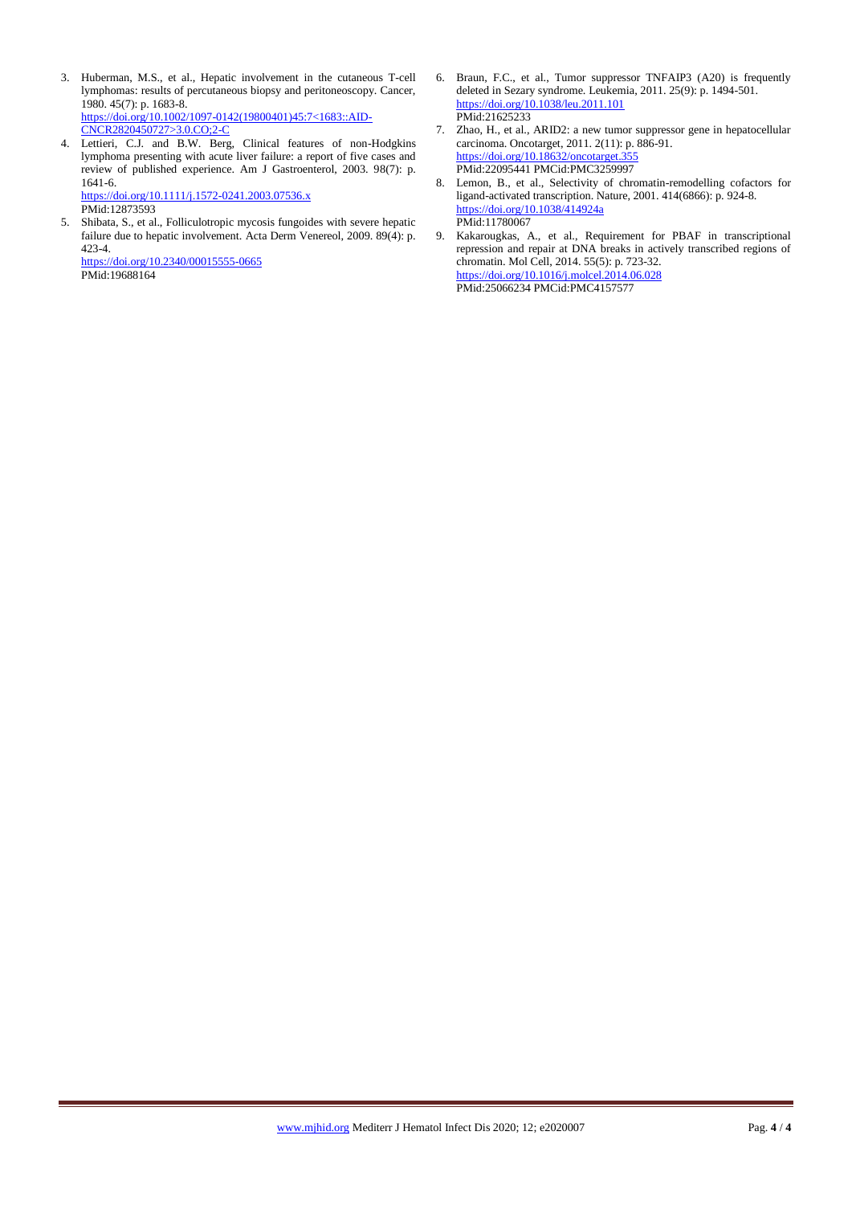3. Huberman, M.S., et al., Hepatic involvement in the cutaneous T-cell lymphomas: results of percutaneous biopsy and peritoneoscopy. Cancer, 1980. 45(7): p. 1683-8.
https://doi.org/10.1002/1097-0142(19800401)45:7<1683::AID-CNCR2820450727>3.0.CO;2-C
4. Lettieri, C.J. and B.W. Berg, Clinical features of non-Hodgkins lymphoma presenting with acute liver failure: a report of five cases and review of published experience. Am J Gastroenterol, 2003. 98(7): p. 1641-6.
https://doi.org/10.1111/j.1572-0241.2003.07536.x
PMid:12873593
5. Shibata, S., et al., Folliculotropic mycosis fungoides with severe hepatic failure due to hepatic involvement. Acta Derm Venereol, 2009. 89(4): p. 423-4.
https://doi.org/10.2340/00015555-0665
PMid:19688164
6. Braun, F.C., et al., Tumor suppressor TNFAIP3 (A20) is frequently deleted in Sezary syndrome. Leukemia, 2011. 25(9): p. 1494-501.
https://doi.org/10.1038/leu.2011.101
PMid:21625233
7. Zhao, H., et al., ARID2: a new tumor suppressor gene in hepatocellular carcinoma. Oncotarget, 2011. 2(11): p. 886-91.
https://doi.org/10.18632/oncotarget.355
PMid:22095441 PMCid:PMC3259997
8. Lemon, B., et al., Selectivity of chromatin-remodelling cofactors for ligand-activated transcription. Nature, 2001. 414(6866): p. 924-8.
https://doi.org/10.1038/414924a
PMid:11780067
9. Kakarougkas, A., et al., Requirement for PBAF in transcriptional repression and repair at DNA breaks in actively transcribed regions of chromatin. Mol Cell, 2014. 55(5): p. 723-32.
https://doi.org/10.1016/j.molcel.2014.06.028
PMid:25066234 PMCid:PMC4157577